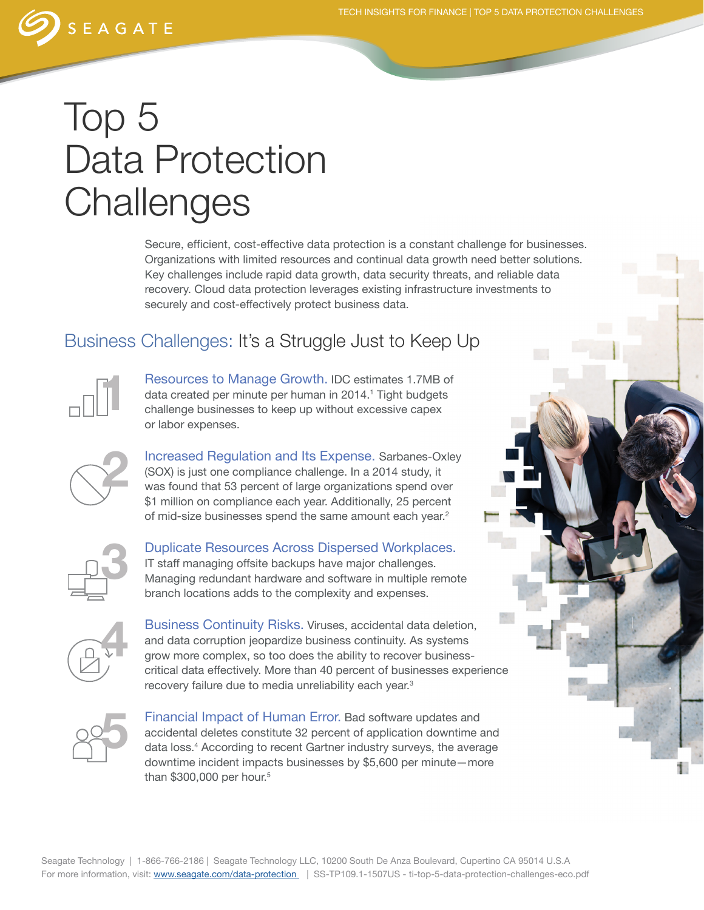# Top 5 Data Protection Challenges

Secure, efficient, cost-effective data protection is a constant challenge for businesses. Organizations with limited resources and continual data growth need better solutions. Key challenges include rapid data growth, data security threats, and reliable data recovery. Cloud data protection leverages existing infrastructure investments to securely and cost-effectively protect business data.

## Business Challenges: It's a Struggle Just to Keep Up

1. **Resources to Manage Growth.** IDC estimates 1.7MB of data created per minute per human in 2014.[1] Tight budgets challenge businesses to keep up without excessive capex or labor expenses.

2. **Increased Regulation and Its Expense.** Sarbanes-Oxley (SOX) is just one compliance challenge. In a 2014 study, it was found that 53 percent of large organizations spend over $1 million on compliance each year. Additionally, 25 percent of mid-size businesses spend the same amount each year.[2]

3. **Duplicate Resources Across Dispersed Workplaces.** IT staff managing offsite backups have major challenges. Managing redundant hardware and software in multiple remote branch locations adds to the complexity and expenses.

4. **Business Continuity Risks.** Viruses, accidental data deletion, and data corruption jeopardize business continuity. As systems grow more complex, so too does the ability to recover business-critical data effectively. More than 40 percent of businesses experience recovery failure due to media unreliability each year.[3]

5. **Financial Impact of Human Error.** Bad software updates and accidental deletes constitute 32 percent of application downtime and data loss.[4] According to recent Gartner industry surveys, the average downtime incident impacts businesses by $5,600 per minute—more than $300,000 per hour.[5]

Seagate Technology | 1-866-766-2186 | Seagate Technology LLC, 10200 South De Anza Boulevard, Cupertino CA 95014 U.S.A
For more information, visit: www.seagate.com/data-protection | SS-TP109.1-1507US - ti-top-5-data-protection-challenges-eco.pdf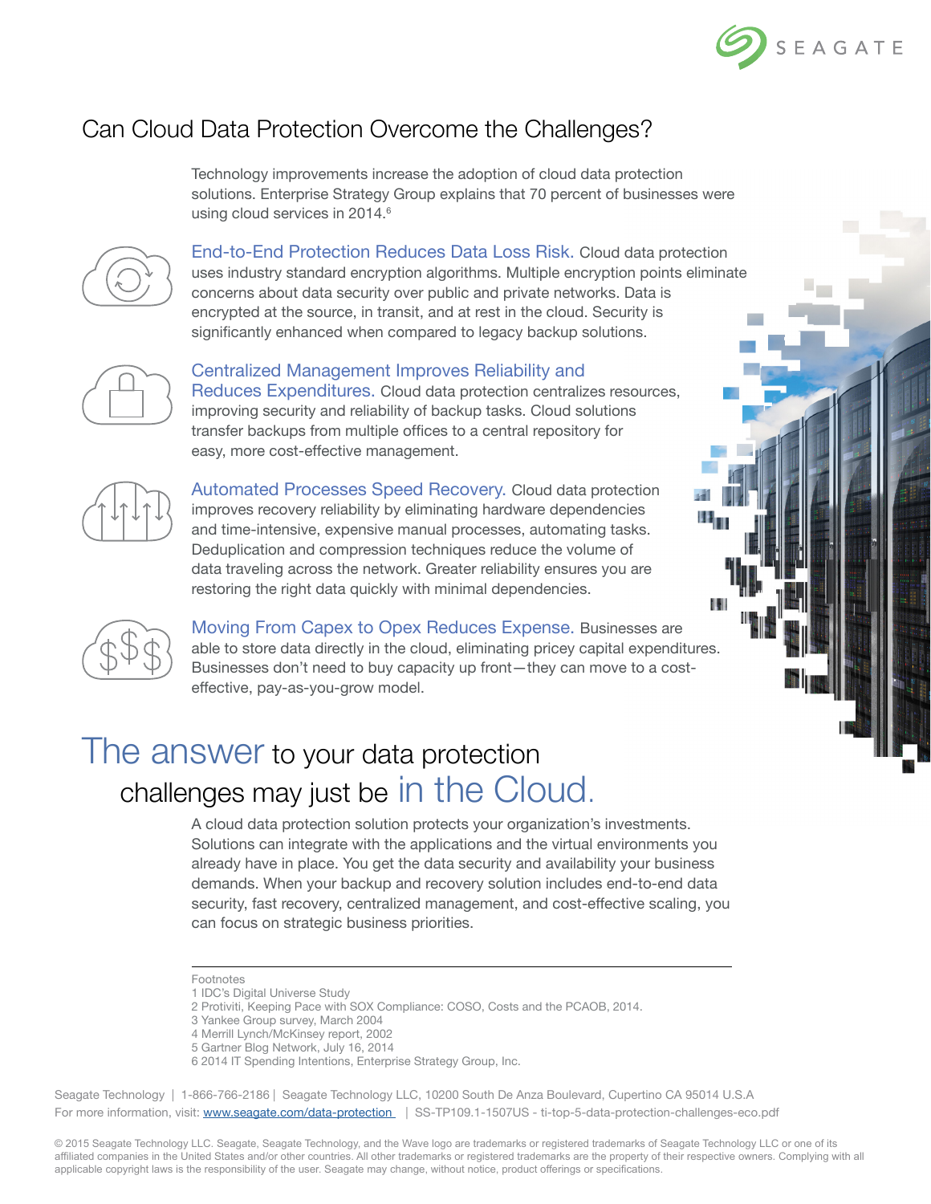## Can Cloud Data Protection Overcome the Challenges?

Technology improvements increase the adoption of cloud data protection solutions. Enterprise Strategy Group explains that 70 percent of businesses were using cloud services in 2014.[6]

**End-to-End Protection Reduces Data Loss Risk.** Cloud data protection uses industry standard encryption algorithms. Multiple encryption points eliminate concerns about data security over public and private networks. Data is encrypted at the source, in transit, and at rest in the cloud. Security is significantly enhanced when compared to legacy backup solutions.

**Centralized Management Improves Reliability and Reduces Expenditures.** Cloud data protection centralizes resources, improving security and reliability of backup tasks. Cloud solutions transfer backups from multiple offices to a central repository for easy, more cost-effective management.

**Automated Processes Speed Recovery.** Cloud data protection improves recovery reliability by eliminating hardware dependencies and time-intensive, expensive manual processes, automating tasks. Deduplication and compression techniques reduce the volume of data traveling across the network. Greater reliability ensures you are restoring the right data quickly with minimal dependencies.

**Moving From Capex to Opex Reduces Expense.** Businesses are able to store data directly in the cloud, eliminating pricey capital expenditures. Businesses don't need to buy capacity up front—they can move to a cost-effective, pay-as-you-grow model.

## The answer to your data protection challenges may just be in the Cloud.

A cloud data protection solution protects your organization's investments. Solutions can integrate with the applications and the virtual environments you already have in place. You get the data security and availability your business demands. When your backup and recovery solution includes end-to-end data security, fast recovery, centralized management, and cost-effective scaling, you can focus on strategic business priorities.

---

Footnotes
1 IDC's Digital Universe Study
2 Protiviti, Keeping Pace with SOX Compliance: COSO, Costs and the PCAOB, 2014.
3 Yankee Group survey, March 2004
4 Merrill Lynch/McKinsey report, 2002
5 Gartner Blog Network, July 16, 2014
6 2014 IT Spending Intentions, Enterprise Strategy Group, Inc.

Seagate Technology | 1-866-766-2186 | Seagate Technology LLC, 10200 South De Anza Boulevard, Cupertino CA 95014 U.S.A
For more information, visit: www.seagate.com/data-protection | SS-TP109.1-1507US - ti-top-5-data-protection-challenges-eco.pdf

© 2015 Seagate Technology LLC. Seagate, Seagate Technology, and the Wave logo are trademarks or registered trademarks of Seagate Technology LLC or one of its affiliated companies in the United States and/or other countries. All other trademarks or registered trademarks are the property of their respective owners. Complying with all applicable copyright laws is the responsibility of the user. Seagate may change, without notice, product offerings or specifications.